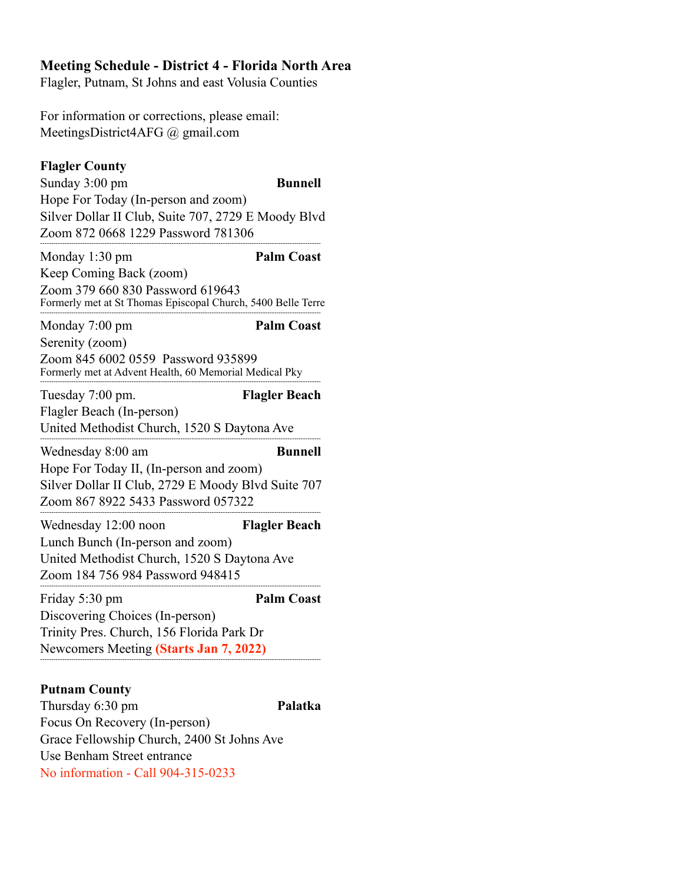## Meeting Schedule - District 4 - Florida North Area

Flagler, Putnam, St Johns and east Volusia Counties

For information or corrections, please email:
MeetingsDistrict4AFG @ gmail.com

### Flagler County

Sunday 3:00 pm **Bunnell**
Hope For Today (In-person and zoom)
Silver Dollar II Club, Suite 707, 2729 E Moody Blvd
Zoom 872 0668 1229 Password 781306

---

Monday 1:30 pm **Palm Coast**
Keep Coming Back (zoom)
Zoom 379 660 830 Password 619643
Formerly met at St Thomas Episcopal Church, 5400 Belle Terre

---

Monday 7:00 pm **Palm Coast**
Serenity (zoom)
Zoom 845 6002 0559 Password 935899
Formerly met at Advent Health, 60 Memorial Medical Pky

---

Tuesday 7:00 pm. **Flagler Beach**
Flagler Beach (In-person)
United Methodist Church, 1520 S Daytona Ave

---

Wednesday 8:00 am **Bunnell**
Hope For Today II, (In-person and zoom)
Silver Dollar II Club, 2729 E Moody Blvd Suite 707
Zoom 867 8922 5433 Password 057322

---

Wednesday 12:00 noon **Flagler Beach**
Lunch Bunch (In-person and zoom)
United Methodist Church, 1520 S Daytona Ave
Zoom 184 756 984 Password 948415

---

Friday 5:30 pm **Palm Coast**
Discovering Choices (In-person)
Trinity Pres. Church, 156 Florida Park Dr
Newcomers Meeting **(Starts Jan 7, 2022)**

---

### Putnam County

Thursday 6:30 pm **Palatka**
Focus On Recovery (In-person)
Grace Fellowship Church, 2400 St Johns Ave
Use Benham Street entrance
No information - Call 904-315-0233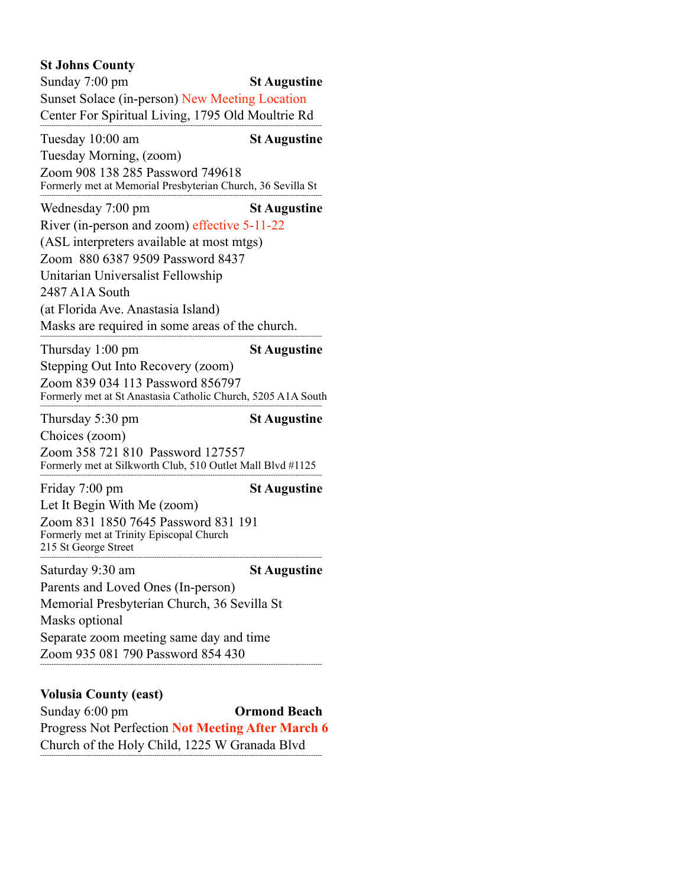**St Johns County**

Sunday 7:00 pm **St Augustine**
Sunset Solace (in-person) New Meeting Location
Center For Spiritual Living, 1795 Old Moultrie Rd

---

Tuesday 10:00 am **St Augustine**
Tuesday Morning, (zoom)
Zoom 908 138 285 Password 749618
Formerly met at Memorial Presbyterian Church, 36 Sevilla St

---

Wednesday 7:00 pm **St Augustine**
River (in-person and zoom) effective 5-11-22
(ASL interpreters available at most mtgs)
Zoom 880 6387 9509 Password 8437
Unitarian Universalist Fellowship
2487 A1A South
(at Florida Ave. Anastasia Island)
Masks are required in some areas of the church.

---

Thursday 1:00 pm **St Augustine**
Stepping Out Into Recovery (zoom)
Zoom 839 034 113 Password 856797
Formerly met at St Anastasia Catholic Church, 5205 A1A South

---

Thursday 5:30 pm **St Augustine**
Choices (zoom)
Zoom 358 721 810 Password 127557
Formerly met at Silkworth Club, 510 Outlet Mall Blvd #1125

---

Friday 7:00 pm **St Augustine**
Let It Begin With Me (zoom)
Zoom 831 1850 7645 Password 831 191
Formerly met at Trinity Episcopal Church
215 St George Street

---

Saturday 9:30 am **St Augustine**
Parents and Loved Ones (In-person)
Memorial Presbyterian Church, 36 Sevilla St
Masks optional
Separate zoom meeting same day and time
Zoom 935 081 790 Password 854 430

---

**Volusia County (east)**

Sunday 6:00 pm **Ormond Beach**
Progress Not Perfection **Not Meeting After March 6**
Church of the Holy Child, 1225 W Granada Blvd

---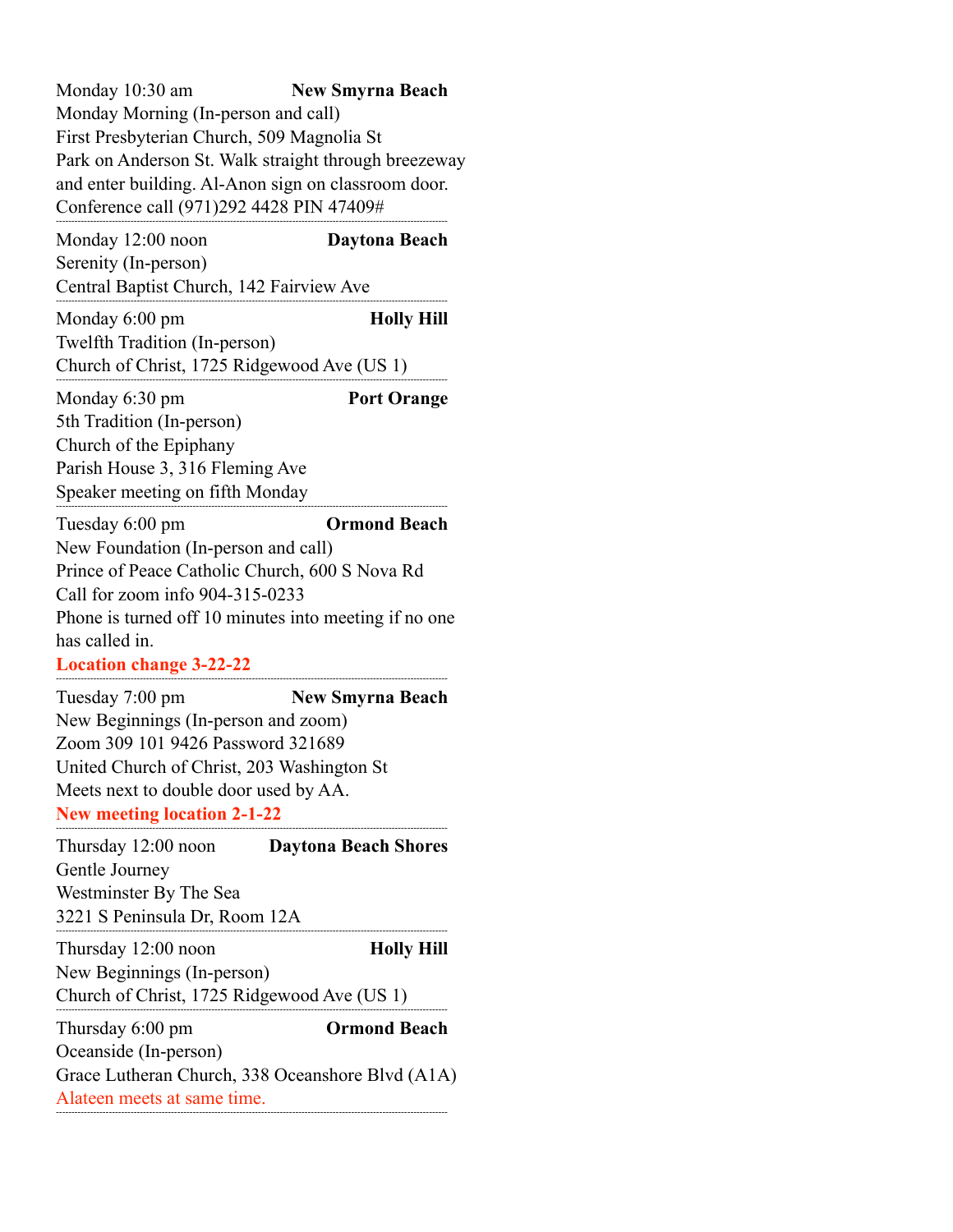Monday 10:30 am **New Smyrna Beach**
Monday Morning (In-person and call)
First Presbyterian Church, 509 Magnolia St
Park on Anderson St. Walk straight through breezeway and enter building. Al-Anon sign on classroom door.
Conference call (971)292 4428 PIN 47409#

---

Monday 12:00 noon **Daytona Beach**
Serenity (In-person)
Central Baptist Church, 142 Fairview Ave

---

Monday 6:00 pm **Holly Hill**
Twelfth Tradition (In-person)
Church of Christ, 1725 Ridgewood Ave (US 1)

---

Monday 6:30 pm **Port Orange**
5th Tradition (In-person)
Church of the Epiphany
Parish House 3, 316 Fleming Ave
Speaker meeting on fifth Monday

---

Tuesday 6:00 pm **Ormond Beach**
New Foundation (In-person and call)
Prince of Peace Catholic Church, 600 S Nova Rd
Call for zoom info 904-315-0233
Phone is turned off 10 minutes into meeting if no one has called in.
**Location change 3-22-22**

---

Tuesday 7:00 pm **New Smyrna Beach**
New Beginnings (In-person and zoom)
Zoom 309 101 9426 Password 321689
United Church of Christ, 203 Washington St
Meets next to double door used by AA.
**New meeting location 2-1-22**

---

Thursday 12:00 noon **Daytona Beach Shores**
Gentle Journey
Westminster By The Sea
3221 S Peninsula Dr, Room 12A

---

Thursday 12:00 noon **Holly Hill**
New Beginnings (In-person)
Church of Christ, 1725 Ridgewood Ave (US 1)

---

Thursday 6:00 pm **Ormond Beach**
Oceanside (In-person)
Grace Lutheran Church, 338 Oceanshore Blvd (A1A)
Alateen meets at same time.

---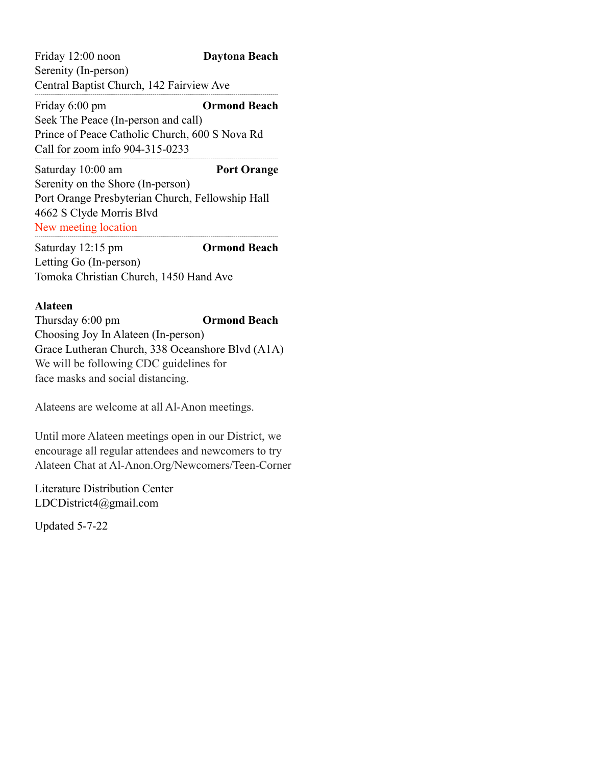Friday 12:00 noon **Daytona Beach**
Serenity (In-person)
Central Baptist Church, 142 Fairview Ave

---

Friday 6:00 pm **Ormond Beach**
Seek The Peace (In-person and call)
Prince of Peace Catholic Church, 600 S Nova Rd
Call for zoom info 904-315-0233

---

Saturday 10:00 am **Port Orange**
Serenity on the Shore (In-person)
Port Orange Presbyterian Church, Fellowship Hall
4662 S Clyde Morris Blvd
New meeting location

---

Saturday 12:15 pm **Ormond Beach**
Letting Go (In-person)
Tomoka Christian Church, 1450 Hand Ave

**Alateen**

Thursday 6:00 pm **Ormond Beach**
Choosing Joy In Alateen (In-person)
Grace Lutheran Church, 338 Oceanshore Blvd (A1A)
We will be following CDC guidelines for
face masks and social distancing.

Alateens are welcome at all Al-Anon meetings.

Until more Alateen meetings open in our District, we encourage all regular attendees and newcomers to try Alateen Chat at Al-Anon.Org/Newcomers/Teen-Corner

Literature Distribution Center
LDCDistrict4@gmail.com

Updated 5-7-22